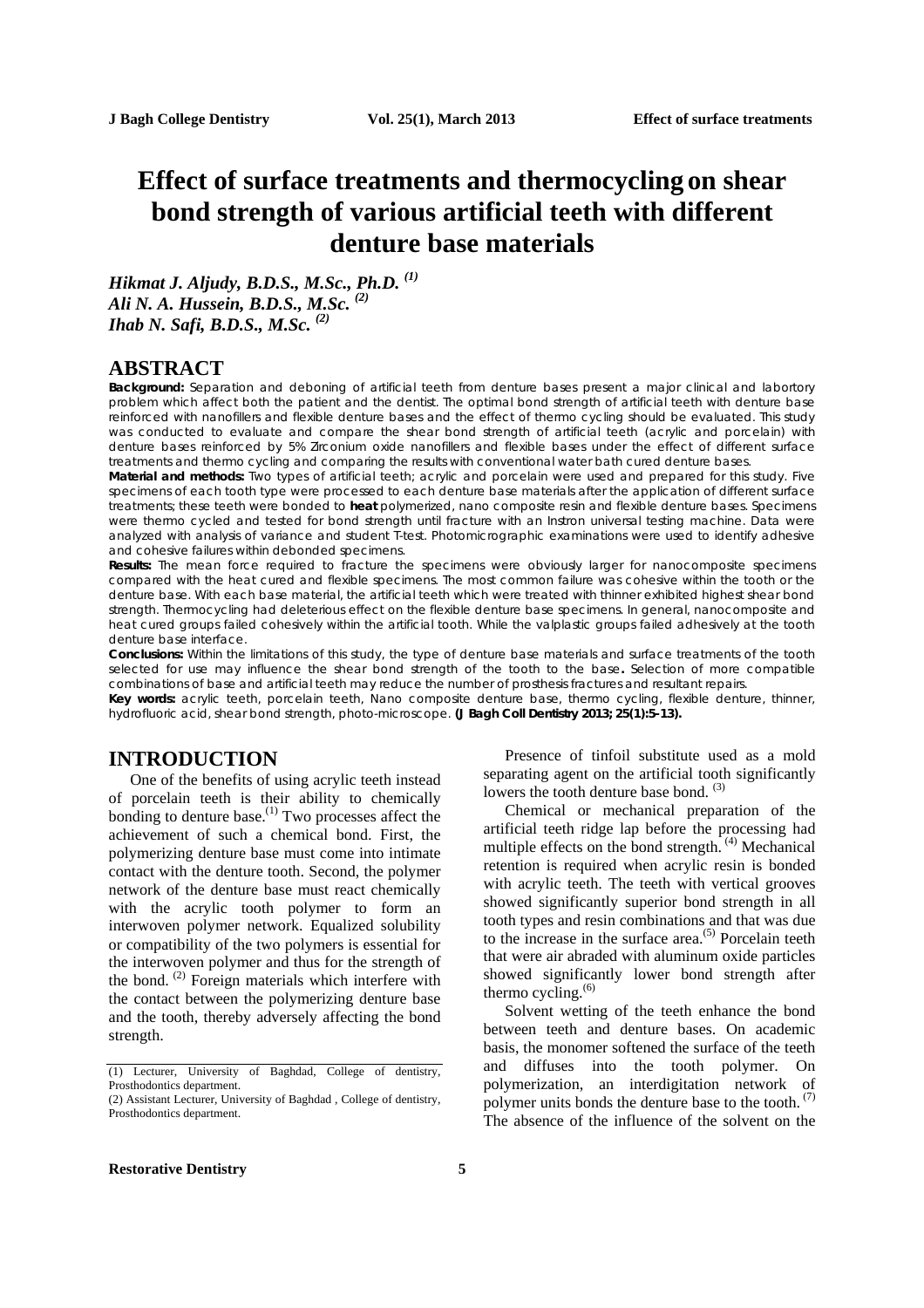# Effect of surface treatments and thermocycling on shear bond strength of various artificial teeth with different denture base materials

*Hikmat J. Aljudy, B.D.S., M.Sc., Ph.D.* [1]
*Ali N. A. Hussein, B.D.S., M.Sc.* [2]
*Ihab N. Safi, B.D.S., M.Sc.* [2]

## ABSTRACT

**Background:** Separation and deboning of artificial teeth from denture bases present a major clinical and labortory problem which affect both the patient and the dentist. The optimal bond strength of artificial teeth with denture base reinforced with nanofillers and flexible denture bases and the effect of thermo cycling should be evaluated. This study was conducted to evaluate and compare the shear bond strength of artificial teeth (acrylic and porcelain) with denture bases reinforced by 5% Zirconium oxide nanofillers and flexible bases under the effect of different surface treatments and thermo cycling and comparing the results with conventional water bath cured denture bases.

**Material and methods:** Two types of artificial teeth; acrylic and porcelain were used and prepared for this study. Five specimens of each tooth type were processed to each denture base materials after the application of different surface treatments; these teeth were bonded to **heat** polymerized, nano composite resin and flexible denture bases. Specimens were thermo cycled and tested for bond strength until fracture with an Instron universal testing machine. Data were analyzed with analysis of variance and student T-test. Photomicrographic examinations were used to identify adhesive and cohesive failures within debonded specimens.

**Results:** The mean force required to fracture the specimens were obviously larger for nanocomposite specimens compared with the heat cured and flexible specimens. The most common failure was cohesive within the tooth or the denture base. With each base material, the artificial teeth which were treated with thinner exhibited highest shear bond strength. Thermocycling had deleterious effect on the flexible denture base specimens. In general, nanocomposite and heat cured groups failed cohesively within the artificial tooth. While the valplastic groups failed adhesively at the tooth denture base interface.

**Conclusions:** Within the limitations of this study, the type of denture base materials and surface treatments of the tooth selected for use may influence the shear bond strength of the tooth to the base**.** Selection of more compatible combinations of base and artificial teeth may reduce the number of prosthesis fractures and resultant repairs.

**Key words:** acrylic teeth, porcelain teeth, Nano composite denture base, thermo cycling, flexible denture, thinner, hydrofluoric acid, shear bond strength, photo-microscope. **(J Bagh Coll Dentistry 2013; 25(1):5-13).**

## INTRODUCTION

One of the benefits of using acrylic teeth instead of porcelain teeth is their ability to chemically bonding to denture base.[1] Two processes affect the achievement of such a chemical bond. First, the polymerizing denture base must come into intimate contact with the denture tooth. Second, the polymer network of the denture base must react chemically with the acrylic tooth polymer to form an interwoven polymer network. Equalized solubility or compatibility of the two polymers is essential for the interwoven polymer and thus for the strength of the bond. [2] Foreign materials which interfere with the contact between the polymerizing denture base and the tooth, thereby adversely affecting the bond strength.

Presence of tinfoil substitute used as a mold separating agent on the artificial tooth significantly lowers the tooth denture base bond. [3]

Chemical or mechanical preparation of the artificial teeth ridge lap before the processing had multiple effects on the bond strength. [4] Mechanical retention is required when acrylic resin is bonded with acrylic teeth. The teeth with vertical grooves showed significantly superior bond strength in all tooth types and resin combinations and that was due to the increase in the surface area.[5] Porcelain teeth that were air abraded with aluminum oxide particles showed significantly lower bond strength after thermo cycling.[6]

Solvent wetting of the teeth enhance the bond between teeth and denture bases. On academic basis, the monomer softened the surface of the teeth and diffuses into the tooth polymer. On polymerization, an interdigitation network of polymer units bonds the denture base to the tooth. [7] The absence of the influence of the solvent on the

(1) Lecturer, University of Baghdad, College of dentistry, Prosthodontics department.
(2) Assistant Lecturer, University of Baghdad , College of dentistry, Prosthodontics department.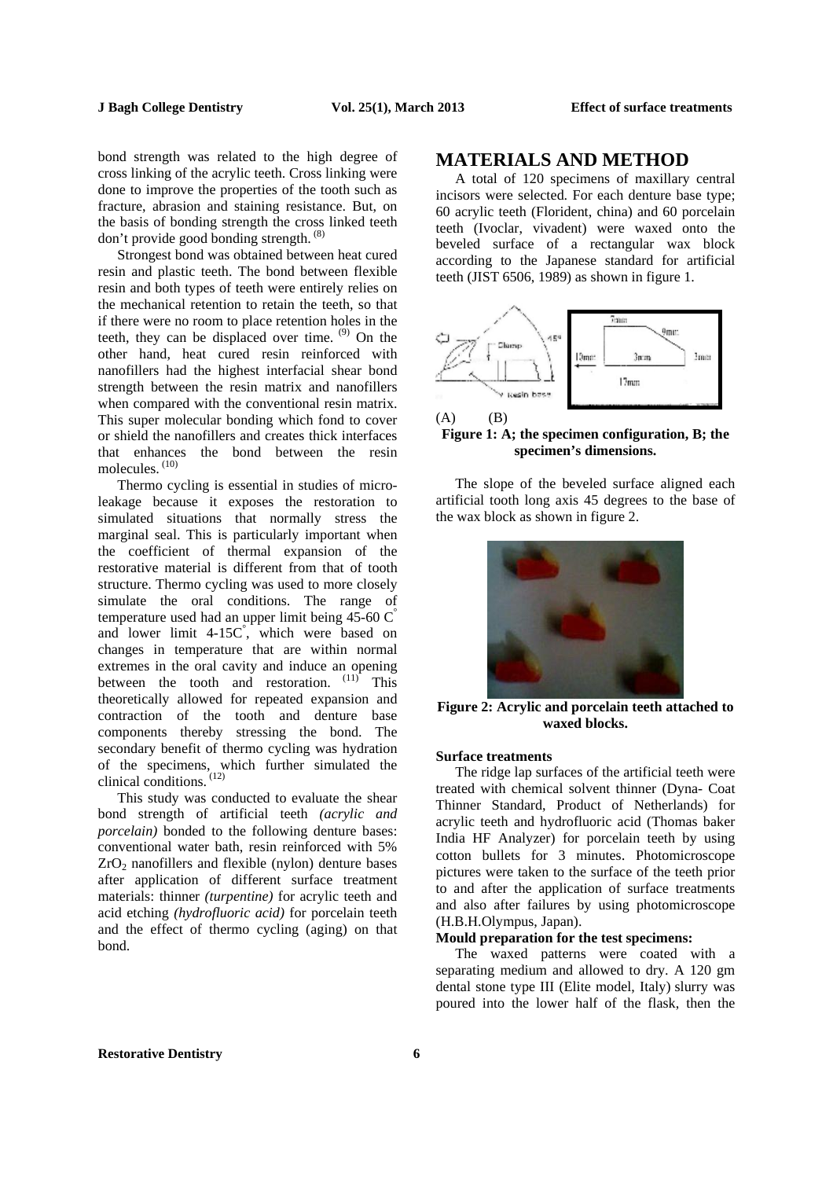bond strength was related to the high degree of cross linking of the acrylic teeth. Cross linking were done to improve the properties of the tooth such as fracture, abrasion and staining resistance. But, on the basis of bonding strength the cross linked teeth don't provide good bonding strength. [8]

Strongest bond was obtained between heat cured resin and plastic teeth. The bond between flexible resin and both types of teeth were entirely relies on the mechanical retention to retain the teeth, so that if there were no room to place retention holes in the teeth, they can be displaced over time. [9] On the other hand, heat cured resin reinforced with nanofillers had the highest interfacial shear bond strength between the resin matrix and nanofillers when compared with the conventional resin matrix. This super molecular bonding which fond to cover or shield the nanofillers and creates thick interfaces that enhances the bond between the resin molecules. [10]

Thermo cycling is essential in studies of micro-leakage because it exposes the restoration to simulated situations that normally stress the marginal seal. This is particularly important when the coefficient of thermal expansion of the restorative material is different from that of tooth structure. Thermo cycling was used to more closely simulate the oral conditions. The range of temperature used had an upper limit being 45-60 C° and lower limit 4-15C°, which were based on changes in temperature that are within normal extremes in the oral cavity and induce an opening between the tooth and restoration. [11] This theoretically allowed for repeated expansion and contraction of the tooth and denture base components thereby stressing the bond. The secondary benefit of thermo cycling was hydration of the specimens, which further simulated the clinical conditions. [12]

This study was conducted to evaluate the shear bond strength of artificial teeth *(acrylic and porcelain)* bonded to the following denture bases: conventional water bath, resin reinforced with 5% $ZrO_2$ nanofillers and flexible (nylon) denture bases after application of different surface treatment materials: thinner *(turpentine)* for acrylic teeth and acid etching *(hydrofluoric acid)* for porcelain teeth and the effect of thermo cycling (aging) on that bond.

# MATERIALS AND METHOD

A total of 120 specimens of maxillary central incisors were selected. For each denture base type; 60 acrylic teeth (Florident, china) and 60 porcelain teeth (Ivoclar, vivadent) were waxed onto the beveled surface of a rectangular wax block according to the Japanese standard for artificial teeth (JIST 6506, 1989) as shown in figure 1.

(A) (B)

**Figure 1: A; the specimen configuration, B; the specimen's dimensions.**

The slope of the beveled surface aligned each artificial tooth long axis 45 degrees to the base of the wax block as shown in figure 2.

**Figure 2: Acrylic and porcelain teeth attached to waxed blocks.**

### Surface treatments

The ridge lap surfaces of the artificial teeth were treated with chemical solvent thinner (Dyna- Coat Thinner Standard, Product of Netherlands) for acrylic teeth and hydrofluoric acid (Thomas baker India HF Analyzer) for porcelain teeth by using cotton bullets for 3 minutes. Photomicroscope pictures were taken to the surface of the teeth prior to and after the application of surface treatments and also after failures by using photomicroscope (H.B.H.Olympus, Japan).

### Mould preparation for the test specimens:

The waxed patterns were coated with a separating medium and allowed to dry. A 120 gm dental stone type III (Elite model, Italy) slurry was poured into the lower half of the flask, then the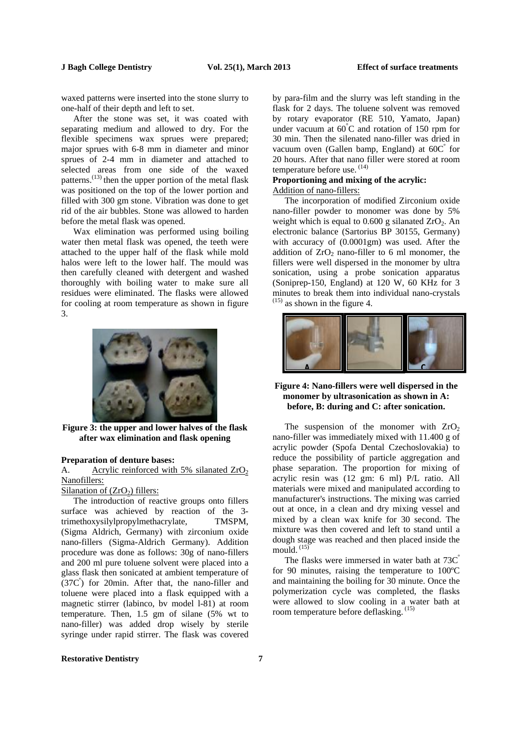waxed patterns were inserted into the stone slurry to one-half of their depth and left to set.

After the stone was set, it was coated with separating medium and allowed to dry. For the flexible specimens wax sprues were prepared; major sprues with 6-8 mm in diameter and minor sprues of 2-4 mm in diameter and attached to selected areas from one side of the waxed patterns.[13] then the upper portion of the metal flask was positioned on the top of the lower portion and filled with 300 gm stone. Vibration was done to get rid of the air bubbles. Stone was allowed to harden before the metal flask was opened.

Wax elimination was performed using boiling water then metal flask was opened, the teeth were attached to the upper half of the flask while mold halos were left to the lower half. The mould was then carefully cleaned with detergent and washed thoroughly with boiling water to make sure all residues were eliminated. The flasks were allowed for cooling at room temperature as shown in figure 3.

**Figure 3: the upper and lower halves of the flask after wax elimination and flask opening**

**Preparation of denture bases:**

A. Acrylic reinforced with 5% silanated $ZrO_2$ Nanofillers:

Silanation of ($ZrO_2$) fillers:

The introduction of reactive groups onto fillers surface was achieved by reaction of the 3-trimethoxysilylpropylmethacrylate, TMSPM, (Sigma Aldrich, Germany) with zirconium oxide nano-fillers (Sigma-Aldrich Germany). Addition procedure was done as follows: 30g of nano-fillers and 200 ml pure toluene solvent were placed into a glass flask then sonicated at ambient temperature of (37C°) for 20min. After that, the nano-filler and toluene were placed into a flask equipped with a magnetic stirrer (labinco, bv model l-81) at room temperature. Then, 1.5 gm of silane (5% wt to nano-filler) was added drop wisely by sterile syringe under rapid stirrer. The flask was covered by para-film and the slurry was left standing in the flask for 2 days. The toluene solvent was removed by rotary evaporator (RE 510, Yamato, Japan) under vacuum at 60°C and rotation of 150 rpm for 30 min. Then the silenated nano-filler was dried in vacuum oven (Gallen bamp, England) at 60C° for 20 hours. After that nano filler were stored at room temperature before use.[14]

**Proportioning and mixing of the acrylic:**

Addition of nano-fillers:

The incorporation of modified Zirconium oxide nano-filler powder to monomer was done by 5% weight which is equal to 0.600 g silanated $ZrO_2$. An electronic balance (Sartorius BP 30155, Germany) with accuracy of (0.0001gm) was used. After the addition of $ZrO_2$ nano-filler to 6 ml monomer, the fillers were well dispersed in the monomer by ultra sonication, using a probe sonication apparatus (Soniprep-150, England) at 120 W, 60 KHz for 3 minutes to break them into individual nano-crystals [15] as shown in the figure 4.

**Figure 4: Nano-fillers were well dispersed in the monomer by ultrasonication as shown in A: before, B: during and C: after sonication.**

The suspension of the monomer with $ZrO_2$ nano-filler was immediately mixed with 11.400 g of acrylic powder (Spofa Dental Czechoslovakia) to reduce the possibility of particle aggregation and phase separation. The proportion for mixing of acrylic resin was (12 gm: 6 ml) P/L ratio. All materials were mixed and manipulated according to manufacturer's instructions. The mixing was carried out at once, in a clean and dry mixing vessel and mixed by a clean wax knife for 30 second. The mixture was then covered and left to stand until a dough stage was reached and then placed inside the mould.[15]

The flasks were immersed in water bath at 73C° for 90 minutes, raising the temperature to 100ºC and maintaining the boiling for 30 minute. Once the polymerization cycle was completed, the flasks were allowed to slow cooling in a water bath at room temperature before deflasking.[15]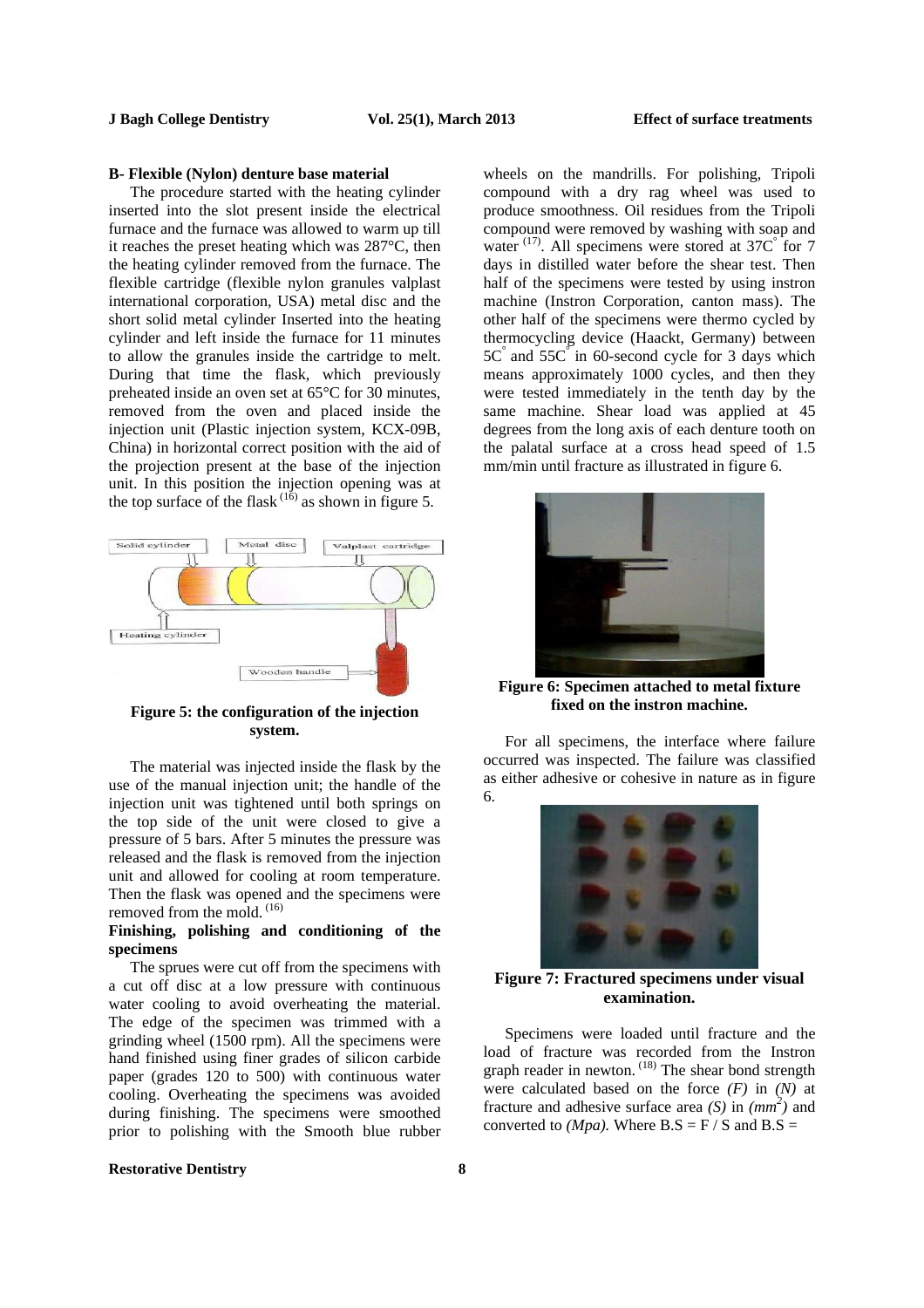### B- Flexible (Nylon) denture base material

The procedure started with the heating cylinder inserted into the slot present inside the electrical furnace and the furnace was allowed to warm up till it reaches the preset heating which was 287°C, then the heating cylinder removed from the furnace. The flexible cartridge (flexible nylon granules valplast international corporation, USA) metal disc and the short solid metal cylinder Inserted into the heating cylinder and left inside the furnace for 11 minutes to allow the granules inside the cartridge to melt. During that time the flask, which previously preheated inside an oven set at 65°C for 30 minutes, removed from the oven and placed inside the injection unit (Plastic injection system, KCX-09B, China) in horizontal correct position with the aid of the projection present at the base of the injection unit. In this position the injection opening was at the top surface of the flask [16] as shown in figure 5.

**Figure 5: the configuration of the injection system.**

The material was injected inside the flask by the use of the manual injection unit; the handle of the injection unit was tightened until both springs on the top side of the unit were closed to give a pressure of 5 bars. After 5 minutes the pressure was released and the flask is removed from the injection unit and allowed for cooling at room temperature. Then the flask was opened and the specimens were removed from the mold. [16]

### Finishing, polishing and conditioning of the specimens

The sprues were cut off from the specimens with a cut off disc at a low pressure with continuous water cooling to avoid overheating the material. The edge of the specimen was trimmed with a grinding wheel (1500 rpm). All the specimens were hand finished using finer grades of silicon carbide paper (grades 120 to 500) with continuous water cooling. Overheating the specimens was avoided during finishing. The specimens were smoothed prior to polishing with the Smooth blue rubber wheels on the mandrills. For polishing, Tripoli compound with a dry rag wheel was used to produce smoothness. Oil residues from the Tripoli compound were removed by washing with soap and water [17]. All specimens were stored at 37C° for 7 days in distilled water before the shear test. Then half of the specimens were tested by using instron machine (Instron Corporation, canton mass). The other half of the specimens were thermo cycled by thermocycling device (Haackt, Germany) between 5C° and 55C° in 60-second cycle for 3 days which means approximately 1000 cycles, and then they were tested immediately in the tenth day by the same machine. Shear load was applied at 45 degrees from the long axis of each denture tooth on the palatal surface at a cross head speed of 1.5 mm/min until fracture as illustrated in figure 6.

**Figure 6: Specimen attached to metal fixture fixed on the instron machine.**

For all specimens, the interface where failure occurred was inspected. The failure was classified as either adhesive or cohesive in nature as in figure 6.

**Figure 7: Fractured specimens under visual examination.**

Specimens were loaded until fracture and the load of fracture was recorded from the Instron graph reader in newton. [18] The shear bond strength were calculated based on the force *(F)* in *(N)* at fracture and adhesive surface area *(S)* in *($mm^2$)* and converted to *(Mpa)*. Where B.S = F / S and B.S =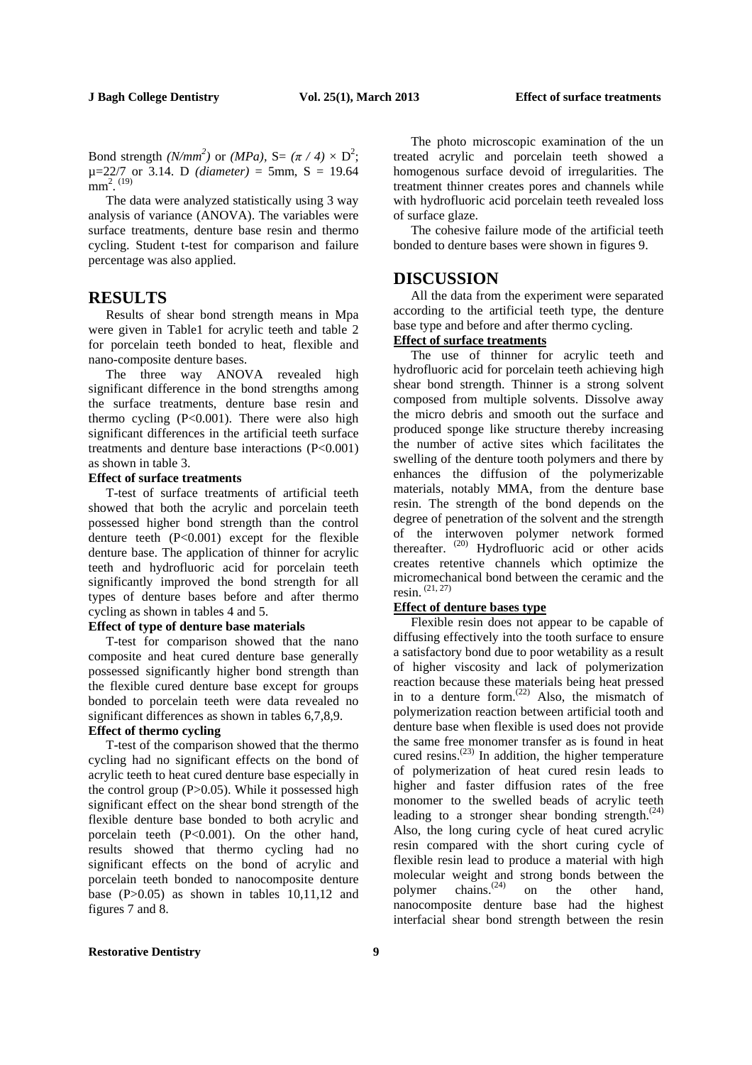Bond strength $(N/mm^2)$ or $(MPa)$, S= $(\pi / 4) \times D^2$; μ=22/7 or 3.14. D *(diameter)* = 5mm, S = 19.64 $mm^2$.[19]

The data were analyzed statistically using 3 way analysis of variance (ANOVA). The variables were surface treatments, denture base resin and thermo cycling. Student t-test for comparison and failure percentage was also applied.

## RESULTS

Results of shear bond strength means in Mpa were given in Table1 for acrylic teeth and table 2 for porcelain teeth bonded to heat, flexible and nano-composite denture bases.

The three way ANOVA revealed high significant difference in the bond strengths among the surface treatments, denture base resin and thermo cycling ($P<0.001$). There were also high significant differences in the artificial teeth surface treatments and denture base interactions ($P<0.001$) as shown in table 3.

### Effect of surface treatments

T-test of surface treatments of artificial teeth showed that both the acrylic and porcelain teeth possessed higher bond strength than the control denture teeth ($P<0.001$) except for the flexible denture base. The application of thinner for acrylic teeth and hydrofluoric acid for porcelain teeth significantly improved the bond strength for all types of denture bases before and after thermo cycling as shown in tables 4 and 5.

### Effect of type of denture base materials

T-test for comparison showed that the nano composite and heat cured denture base generally possessed significantly higher bond strength than the flexible cured denture base except for groups bonded to porcelain teeth were data revealed no significant differences as shown in tables 6,7,8,9.

### Effect of thermo cycling

T-test of the comparison showed that the thermo cycling had no significant effects on the bond of acrylic teeth to heat cured denture base especially in the control group ($P>0.05$). While it possessed high significant effect on the shear bond strength of the flexible denture base bonded to both acrylic and porcelain teeth ($P<0.001$). On the other hand, results showed that thermo cycling had no significant effects on the bond of acrylic and porcelain teeth bonded to nanocomposite denture base ($P>0.05$) as shown in tables 10,11,12 and figures 7 and 8.

The photo microscopic examination of the un treated acrylic and porcelain teeth showed a homogenous surface devoid of irregularities. The treatment thinner creates pores and channels while with hydrofluoric acid porcelain teeth revealed loss of surface glaze.

The cohesive failure mode of the artificial teeth bonded to denture bases were shown in figures 9.

## DISCUSSION

All the data from the experiment were separated according to the artificial teeth type, the denture base type and before and after thermo cycling.

### Effect of surface treatments

The use of thinner for acrylic teeth and hydrofluoric acid for porcelain teeth achieving high shear bond strength. Thinner is a strong solvent composed from multiple solvents. Dissolve away the micro debris and smooth out the surface and produced sponge like structure thereby increasing the number of active sites which facilitates the swelling of the denture tooth polymers and there by enhances the diffusion of the polymerizable materials, notably MMA, from the denture base resin. The strength of the bond depends on the degree of penetration of the solvent and the strength of the interwoven polymer network formed thereafter. [20] Hydrofluoric acid or other acids creates retentive channels which optimize the micromechanical bond between the ceramic and the resin. [21, 27]

### Effect of denture bases type

Flexible resin does not appear to be capable of diffusing effectively into the tooth surface to ensure a satisfactory bond due to poor wetability as a result of higher viscosity and lack of polymerization reaction because these materials being heat pressed in to a denture form.[22] Also, the mismatch of polymerization reaction between artificial tooth and denture base when flexible is used does not provide the same free monomer transfer as is found in heat cured resins.[23] In addition, the higher temperature of polymerization of heat cured resin leads to higher and faster diffusion rates of the free monomer to the swelled beads of acrylic teeth leading to a stronger shear bonding strength.[24] Also, the long curing cycle of heat cured acrylic resin compared with the short curing cycle of flexible resin lead to produce a material with high molecular weight and strong bonds between the polymer chains.[24] on the other hand, nanocomposite denture base had the highest interfacial shear bond strength between the resin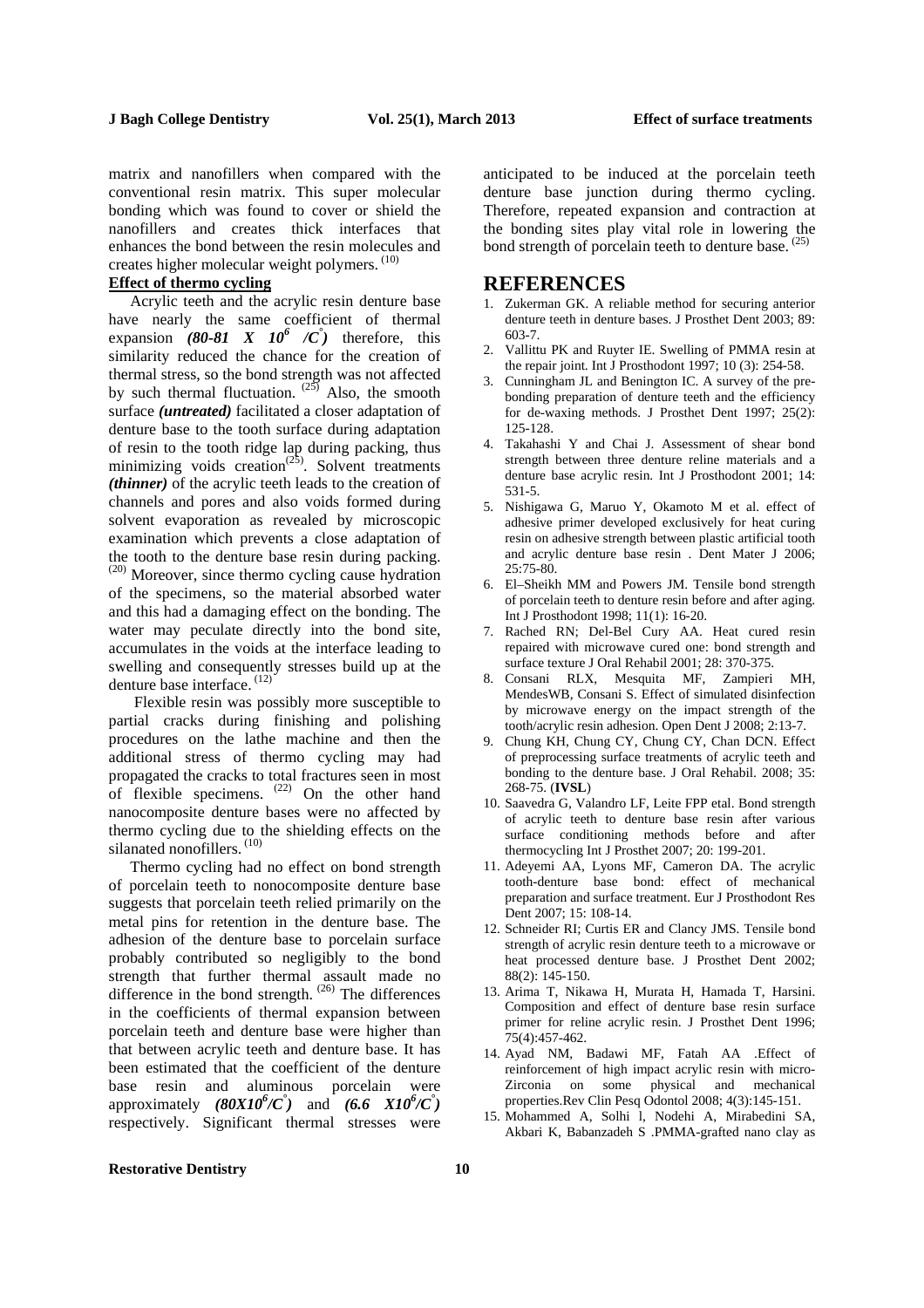matrix and nanofillers when compared with the conventional resin matrix. This super molecular bonding which was found to cover or shield the nanofillers and creates thick interfaces that enhances the bond between the resin molecules and creates higher molecular weight polymers. [10]

**Effect of thermo cycling**

Acrylic teeth and the acrylic resin denture base have nearly the same coefficient of thermal expansion ***(80-81 X 10$^6$ /C$^\circ$)*** therefore, this similarity reduced the chance for the creation of thermal stress, so the bond strength was not affected by such thermal fluctuation. [25] Also, the smooth surface ***(untreated)*** facilitated a closer adaptation of denture base to the tooth surface during adaptation of resin to the tooth ridge lap during packing, thus minimizing voids creation[25]. Solvent treatments ***(thinner)*** of the acrylic teeth leads to the creation of channels and pores and also voids formed during solvent evaporation as revealed by microscopic examination which prevents a close adaptation of the tooth to the denture base resin during packing. [20] Moreover, since thermo cycling cause hydration of the specimens, so the material absorbed water and this had a damaging effect on the bonding. The water may peculate directly into the bond site, accumulates in the voids at the interface leading to swelling and consequently stresses build up at the denture base interface. [12]

Flexible resin was possibly more susceptible to partial cracks during finishing and polishing procedures on the lathe machine and then the additional stress of thermo cycling may had propagated the cracks to total fractures seen in most of flexible specimens. [22] On the other hand nanocomposite denture bases were no affected by thermo cycling due to the shielding effects on the silanated nonofillers. [10]

Thermo cycling had no effect on bond strength of porcelain teeth to nonocomposite denture base suggests that porcelain teeth relied primarily on the metal pins for retention in the denture base. The adhesion of the denture base to porcelain surface probably contributed so negligibly to the bond strength that further thermal assault made no difference in the bond strength. [26] The differences in the coefficients of thermal expansion between porcelain teeth and denture base were higher than that between acrylic teeth and denture base. It has been estimated that the coefficient of the denture base resin and aluminous porcelain were approximately ***(80X10$^6$/C$^\circ$)*** and ***(6.6 X10$^6$/C$^\circ$)*** respectively. Significant thermal stresses were anticipated to be induced at the porcelain teeth denture base junction during thermo cycling. Therefore, repeated expansion and contraction at the bonding sites play vital role in lowering the bond strength of porcelain teeth to denture base. [25]

# REFERENCES

1. Zukerman GK. A reliable method for securing anterior denture teeth in denture bases. J Prosthet Dent 2003; 89: 603-7.
2. Vallittu PK and Ruyter IE. Swelling of PMMA resin at the repair joint. Int J Prosthodont 1997; 10 (3): 254-58.
3. Cunningham JL and Benington IC. A survey of the pre-bonding preparation of denture teeth and the efficiency for de-waxing methods. J Prosthet Dent 1997; 25(2): 125-128.
4. Takahashi Y and Chai J. Assessment of shear bond strength between three denture reline materials and a denture base acrylic resin. Int J Prosthodont 2001; 14: 531-5.
5. Nishigawa G, Maruo Y, Okamoto M et al. effect of adhesive primer developed exclusively for heat curing resin on adhesive strength between plastic artificial tooth and acrylic denture base resin . Dent Mater J 2006; 25:75-80.
6. El–Sheikh MM and Powers JM. Tensile bond strength of porcelain teeth to denture resin before and after aging. Int J Prosthodont 1998; 11(1): 16-20.
7. Rached RN; Del-Bel Cury AA. Heat cured resin repaired with microwave cured one: bond strength and surface texture J Oral Rehabil 2001; 28: 370-375.
8. Consani RLX, Mesquita MF, Zampieri MH, MendesWB, Consani S. Effect of simulated disinfection by microwave energy on the impact strength of the tooth/acrylic resin adhesion. Open Dent J 2008; 2:13-7.
9. Chung KH, Chung CY, Chung CY, Chan DCN. Effect of preprocessing surface treatments of acrylic teeth and bonding to the denture base. J Oral Rehabil. 2008; 35: 268-75. (**IVSL**)
10. Saavedra G, Valandro LF, Leite FPP etal. Bond strength of acrylic teeth to denture base resin after various surface conditioning methods before and after thermocycling Int J Prosthet 2007; 20: 199-201.
11. Adeyemi AA, Lyons MF, Cameron DA. The acrylic tooth-denture base bond: effect of mechanical preparation and surface treatment. Eur J Prosthodont Res Dent 2007; 15: 108-14.
12. Schneider RI; Curtis ER and Clancy JMS. Tensile bond strength of acrylic resin denture teeth to a microwave or heat processed denture base. J Prosthet Dent 2002; 88(2): 145-150.
13. Arima T, Nikawa H, Murata H, Hamada T, Harsini. Composition and effect of denture base resin surface primer for reline acrylic resin. J Prosthet Dent 1996; 75(4):457-462.
14. Ayad NM, Badawi MF, Fatah AA .Effect of reinforcement of high impact acrylic resin with micro-Zirconia on some physical and mechanical properties.Rev Clin Pesq Odontol 2008; 4(3):145-151.
15. Mohammed A, Solhi l, Nodehi A, Mirabedini SA, Akbari K, Babanzadeh S .PMMA-grafted nano clay as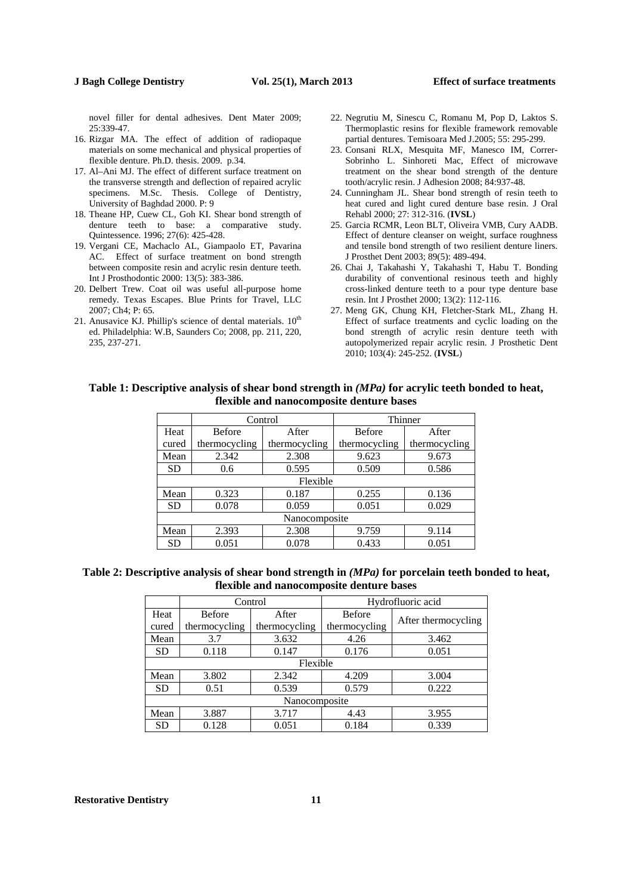novel filler for dental adhesives. Dent Mater 2009; 25:339-47.

16. Rizgar MA. The effect of addition of radiopaque materials on some mechanical and physical properties of flexible denture. Ph.D. thesis. 2009. p.34.
17. Al–Ani MJ. The effect of different surface treatment on the transverse strength and deflection of repaired acrylic specimens. M.Sc. Thesis. College of Dentistry, University of Baghdad 2000. P: 9
18. Theane HP, Cuew CL, Goh KI. Shear bond strength of denture teeth to base: a comparative study. Quintessence. 1996; 27(6): 425-428.
19. Vergani CE, Machaclo AL, Giampaolo ET, Pavarina AC. Effect of surface treatment on bond strength between composite resin and acrylic resin denture teeth. Int J Prosthodontic 2000: 13(5): 383-386.
20. Delbert Trew. Coat oil was useful all-purpose home remedy. Texas Escapes. Blue Prints for Travel, LLC 2007; Ch4; P: 65.
21. Anusavice KJ. Phillip's science of dental materials. 10th ed. Philadelphia: W.B, Saunders Co; 2008, pp. 211, 220, 235, 237-271.
22. Negrutiu M, Sinescu C, Romanu M, Pop D, Laktos S. Thermoplastic resins for flexible framework removable partial dentures. Temisoara Med J.2005; 55: 295-299.
23. Consani RLX, Mesquita MF, Manesco IM, Correr-Sobrinho L. Sinhoreti Mac, Effect of microwave treatment on the shear bond strength of the denture tooth/acrylic resin. J Adhesion 2008; 84:937-48.
24. Cunningham JL. Shear bond strength of resin teeth to heat cured and light cured denture base resin. J Oral Rehabl 2000; 27: 312-316. (**IVSL**)
25. Garcia RCMR, Leon BLT, Oliveira VMB, Cury AADB. Effect of denture cleanser on weight, surface roughness and tensile bond strength of two resilient denture liners. J Prosthet Dent 2003; 89(5): 489-494.
26. Chai J, Takahashi Y, Takahashi T, Habu T. Bonding durability of conventional resinous teeth and highly cross-linked denture teeth to a pour type denture base resin. Int J Prosthet 2000; 13(2): 112-116.
27. Meng GK, Chung KH, Fletcher-Stark ML, Zhang H. Effect of surface treatments and cyclic loading on the bond strength of acrylic resin denture teeth with autopolymerized repair acrylic resin. J Prosthetic Dent 2010; 103(4): 245-252. (**IVSL**)

**Table 1: Descriptive analysis of shear bond strength in *(MPa)* for acrylic teeth bonded to heat, flexible and nanocomposite denture bases**

| | Control | | Thinner | |
|---|---|---|---|---|
| Heat cured | Before thermocycling | After thermocycling | Before thermocycling | After thermocycling |
| Mean | 2.342 | 2.308 | 9.623 | 9.673 |
| SD | 0.6 | 0.595 | 0.509 | 0.586 |
| Flexible | | | | |
| Mean | 0.323 | 0.187 | 0.255 | 0.136 |
| SD | 0.078 | 0.059 | 0.051 | 0.029 |
| Nanocomposite | | | | |
| Mean | 2.393 | 2.308 | 9.759 | 9.114 |
| SD | 0.051 | 0.078 | 0.433 | 0.051 |

**Table 2: Descriptive analysis of shear bond strength in *(MPa)* for porcelain teeth bonded to heat, flexible and nanocomposite denture bases**

| | Control | | Hydrofluoric acid | |
|---|---|---|---|---|
| Heat cured | Before thermocycling | After thermocycling | Before thermocycling | After thermocycling |
| Mean | 3.7 | 3.632 | 4.26 | 3.462 |
| SD | 0.118 | 0.147 | 0.176 | 0.051 |
| Flexible | | | | |
| Mean | 3.802 | 2.342 | 4.209 | 3.004 |
| SD | 0.51 | 0.539 | 0.579 | 0.222 |
| Nanocomposite | | | | |
| Mean | 3.887 | 3.717 | 4.43 | 3.955 |
| SD | 0.128 | 0.051 | 0.184 | 0.339 |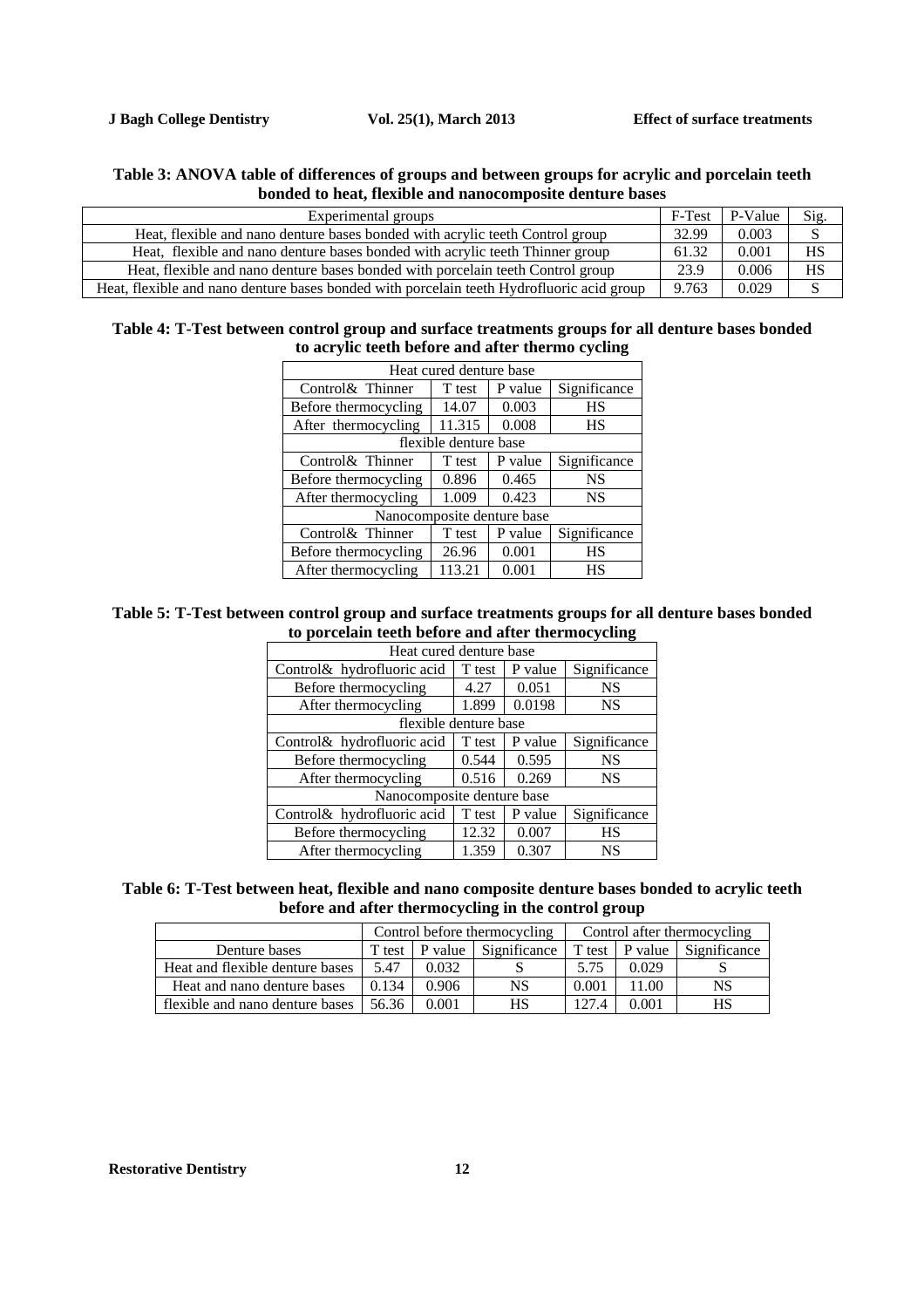**Table 3: ANOVA table of differences of groups and between groups for acrylic and porcelain teeth bonded to heat, flexible and nanocomposite denture bases**

| Experimental groups | F-Test | P-Value | Sig. |
|---|---|---|---|
| Heat, flexible and nano denture bases bonded with acrylic teeth Control group | 32.99 | 0.003 | S |
| Heat, flexible and nano denture bases bonded with acrylic teeth Thinner group | 61.32 | 0.001 | HS |
| Heat, flexible and nano denture bases bonded with porcelain teeth Control group | 23.9 | 0.006 | HS |
| Heat, flexible and nano denture bases bonded with porcelain teeth Hydrofluoric acid group | 9.763 | 0.029 | S |

**Table 4: T-Test between control group and surface treatments groups for all denture bases bonded to acrylic teeth before and after thermo cycling**

| Heat cured denture base | | | |
|---|---|---|---|
| Control& Thinner | T test | P value | Significance |
| Before thermocycling | 14.07 | 0.003 | HS |
| After thermocycling | 11.315 | 0.008 | HS |
| flexible denture base | | | |
| Control& Thinner | T test | P value | Significance |
| Before thermocycling | 0.896 | 0.465 | NS |
| After thermocycling | 1.009 | 0.423 | NS |
| Nanocomposite denture base | | | |
| Control& Thinner | T test | P value | Significance |
| Before thermocycling | 26.96 | 0.001 | HS |
| After thermocycling | 113.21 | 0.001 | HS |

**Table 5: T-Test between control group and surface treatments groups for all denture bases bonded to porcelain teeth before and after thermocycling**

| Heat cured denture base | | | |
|---|---|---|---|
| Control& hydrofluoric acid | T test | P value | Significance |
| Before thermocycling | 4.27 | 0.051 | NS |
| After thermocycling | 1.899 | 0.0198 | NS |
| flexible denture base | | | |
| Control& hydrofluoric acid | T test | P value | Significance |
| Before thermocycling | 0.544 | 0.595 | NS |
| After thermocycling | 0.516 | 0.269 | NS |
| Nanocomposite denture base | | | |
| Control& hydrofluoric acid | T test | P value | Significance |
| Before thermocycling | 12.32 | 0.007 | HS |
| After thermocycling | 1.359 | 0.307 | NS |

**Table 6: T-Test between heat, flexible and nano composite denture bases bonded to acrylic teeth before and after thermocycling in the control group**

| | Control before thermocycling | | | Control after thermocycling | | |
|---|---|---|---|---|---|---|
| Denture bases | T test | P value | Significance | T test | P value | Significance |
| Heat and flexible denture bases | 5.47 | 0.032 | S | 5.75 | 0.029 | S |
| Heat and nano denture bases | 0.134 | 0.906 | NS | 0.001 | 11.00 | NS |
| flexible and nano denture bases | 56.36 | 0.001 | HS | 127.4 | 0.001 | HS |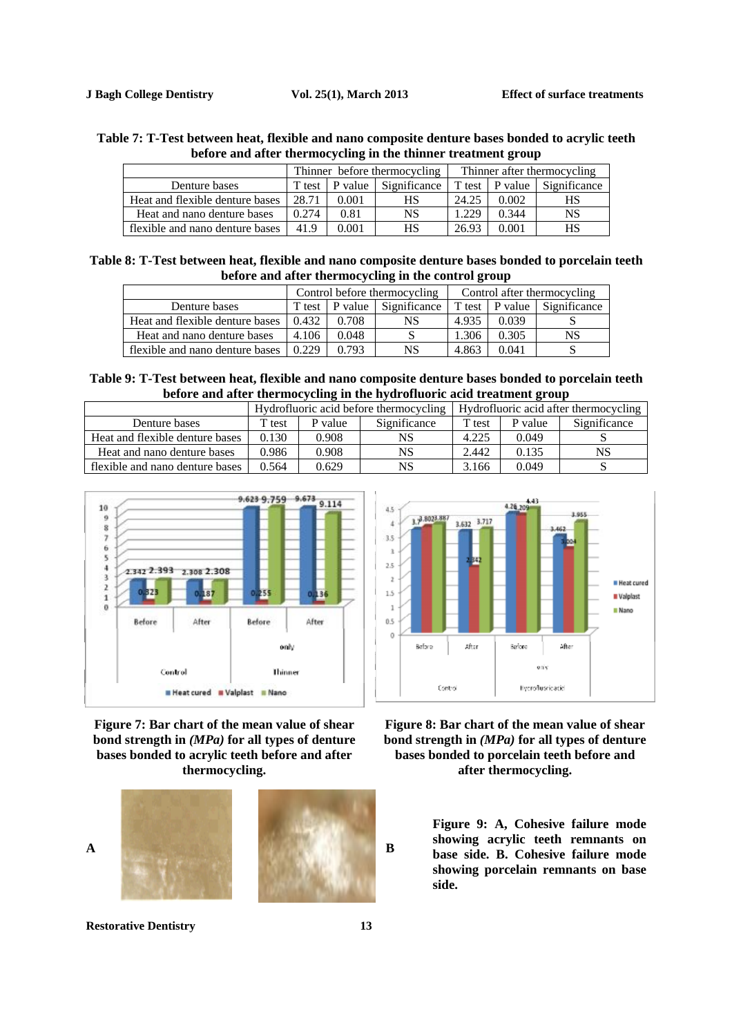**Table 7: T-Test between heat, flexible and nano composite denture bases bonded to acrylic teeth before and after thermocycling in the thinner treatment group**

| | Thinner before thermocycling | | | Thinner after thermocycling | | |
|---|---|---|---|---|---|---|
| Denture bases | T test | P value | Significance | T test | P value | Significance |
| Heat and flexible denture bases | 28.71 | 0.001 | HS | 24.25 | 0.002 | HS |
| Heat and nano denture bases | 0.274 | 0.81 | NS | 1.229 | 0.344 | NS |
| flexible and nano denture bases | 41.9 | 0.001 | HS | 26.93 | 0.001 | HS |

**Table 8: T-Test between heat, flexible and nano composite denture bases bonded to porcelain teeth before and after thermocycling in the control group**

| | Control before thermocycling | | | Control after thermocycling | | |
|---|---|---|---|---|---|---|
| Denture bases | T test | P value | Significance | T test | P value | Significance |
| Heat and flexible denture bases | 0.432 | 0.708 | NS | 4.935 | 0.039 | S |
| Heat and nano denture bases | 4.106 | 0.048 | S | 1.306 | 0.305 | NS |
| flexible and nano denture bases | 0.229 | 0.793 | NS | 4.863 | 0.041 | S |

**Table 9: T-Test between heat, flexible and nano composite denture bases bonded to porcelain teeth before and after thermocycling in the hydrofluoric acid treatment group**

| | Hydrofluoric acid before thermocycling | | | Hydrofluoric acid after thermocycling | | |
|---|---|---|---|---|---|---|
| Denture bases | T test | P value | Significance | T test | P value | Significance |
| Heat and flexible denture bases | 0.130 | 0.908 | NS | 4.225 | 0.049 | S |
| Heat and nano denture bases | 0.986 | 0.908 | NS | 2.442 | 0.135 | NS |
| flexible and nano denture bases | 0.564 | 0.629 | NS | 3.166 | 0.049 | S |

10
9
8
7
6
5
4
3
2
1
0

2.342 2.393 2.308 2.308 9.623 9.759 9.673 9.114
0.323 0.187 0.255 0.136

Before After Before After

only

Control Thinner

Heat cured Valplast Nano

**Figure 7: Bar chart of the mean value of shear bond strength in *(MPa)* for all types of denture bases bonded to acrylic teeth before and after thermocycling.**

4.5
4
3.5
3
2.5
2
1.5
1
0.5
0

3.7 3.802 3.887 3.632 3.717 2.342 4.26 4.209 4.43 3.462 3.004 3.955

Before After Before After

only

Control Hydrofluoricacid

Heat cured
Valplast
Nano

**Figure 8: Bar chart of the mean value of shear bond strength in *(MPa)* for all types of denture bases bonded to porcelain teeth before and after thermocycling.**

A

B

**Figure 9: A, Cohesive failure mode showing acrylic teeth remnants on base side. B. Cohesive failure mode showing porcelain remnants on base side.**